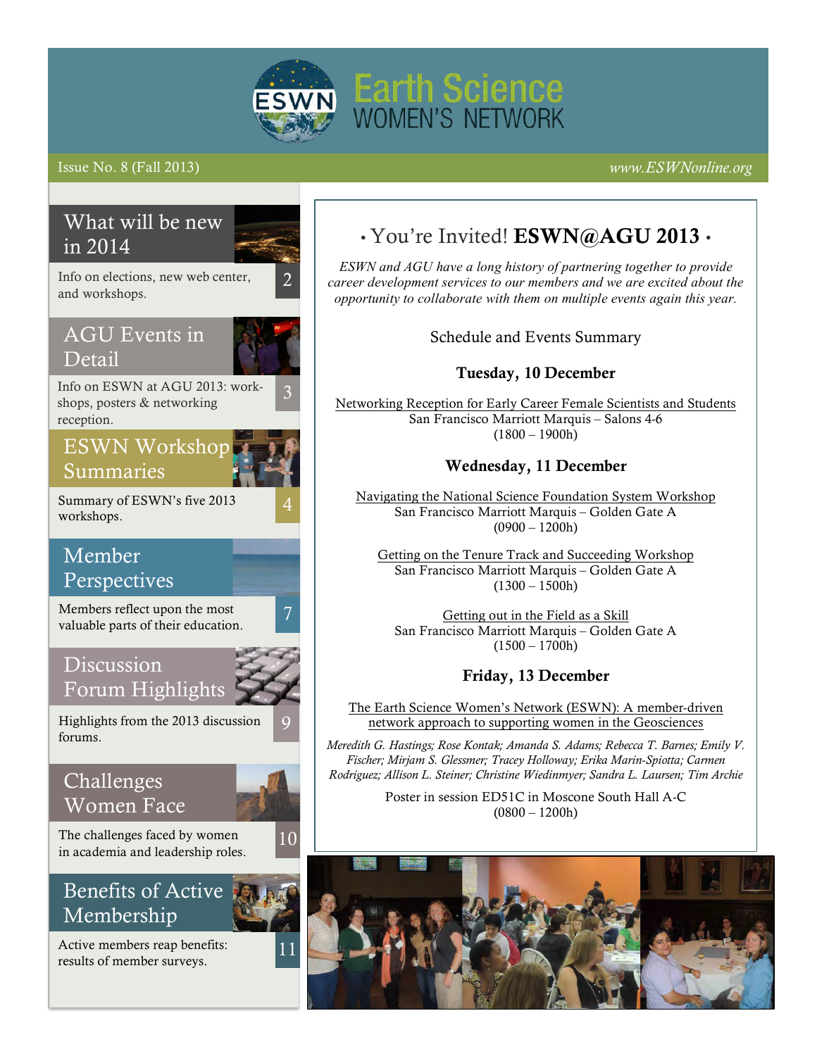# Earth Science WOMEN'S NETWORK

Issue No. 8 (Fall 2013)

*www.ESWNonline.org*

## What will be new in 2014

Info on elections, new web center, and workshops. 2

## AGU Events in Detail

Info on ESWN at AGU 2013: workshops, posters & networking reception. 3

## ESWN Workshop Summaries

Summary of ESWN's five 2013 workshops. 4

## Member Perspectives

Members reflect upon the most valuable parts of their education. 7

## Discussion Forum Highlights

Highlights from the 2013 discussion forums. 9

## Challenges Women Face

The challenges faced by women in academia and leadership roles. 10

## Benefits of Active Membership

Active members reap benefits: results of member surveys. 11

## • You're Invited! **ESWN@AGU 2013** •

*ESWN and AGU have a long history of partnering together to provide career development services to our members and we are excited about the opportunity to collaborate with them on multiple events again this year.*

Schedule and Events Summary

### Tuesday, 10 December

Networking Reception for Early Career Female Scientists and Students
San Francisco Marriott Marquis – Salons 4-6
(1800 – 1900h)

### Wednesday, 11 December

Navigating the National Science Foundation System Workshop
San Francisco Marriott Marquis – Golden Gate A
(0900 – 1200h)

Getting on the Tenure Track and Succeeding Workshop
San Francisco Marriott Marquis – Golden Gate A
(1300 – 1500h)

Getting out in the Field as a Skill
San Francisco Marriott Marquis – Golden Gate A
(1500 – 1700h)

### Friday, 13 December

The Earth Science Women's Network (ESWN): A member-driven network approach to supporting women in the Geosciences

*Meredith G. Hastings; Rose Kontak; Amanda S. Adams; Rebecca T. Barnes; Emily V. Fischer; Mirjam S. Glessmer; Tracey Holloway; Erika Marin-Spiotta; Carmen Rodriguez; Allison L. Steiner; Christine Wiedinmyer; Sandra L. Laursen; Tim Archie*

Poster in session ED51C in Moscone South Hall A-C
(0800 – 1200h)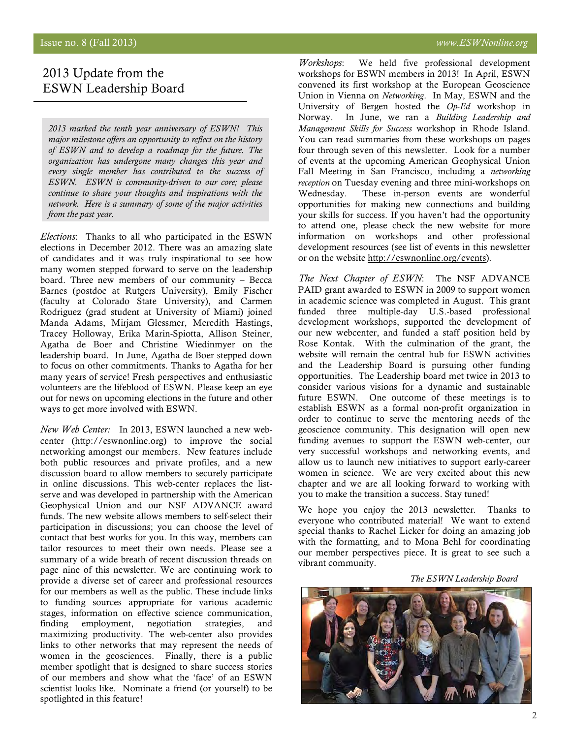# 2013 Update from the ESWN Leadership Board

*2013 marked the tenth year anniversary of ESWN! This major milestone offers an opportunity to reflect on the history of ESWN and to develop a roadmap for the future. The organization has undergone many changes this year and every single member has contributed to the success of ESWN. ESWN is community-driven to our core; please continue to share your thoughts and inspirations with the network. Here is a summary of some of the major activities from the past year.*

*Elections*: Thanks to all who participated in the ESWN elections in December 2012. There was an amazing slate of candidates and it was truly inspirational to see how many women stepped forward to serve on the leadership board. Three new members of our community – Becca Barnes (postdoc at Rutgers University), Emily Fischer (faculty at Colorado State University), and Carmen Rodriguez (grad student at University of Miami) joined Manda Adams, Mirjam Glessmer, Meredith Hastings, Tracey Holloway, Erika Marin-Spiotta, Allison Steiner, Agatha de Boer and Christine Wiedinmyer on the leadership board. In June, Agatha de Boer stepped down to focus on other commitments. Thanks to Agatha for her many years of service! Fresh perspectives and enthusiastic volunteers are the lifeblood of ESWN. Please keep an eye out for news on upcoming elections in the future and other ways to get more involved with ESWN.

*New Web Center:* In 2013, ESWN launched a new web-center (http://eswnonline.org) to improve the social networking amongst our members. New features include both public resources and private profiles, and a new discussion board to allow members to securely participate in online discussions. This web-center replaces the list-serve and was developed in partnership with the American Geophysical Union and our NSF ADVANCE award funds. The new website allows members to self-select their participation in discussions; you can choose the level of contact that best works for you. In this way, members can tailor resources to meet their own needs. Please see a summary of a wide breath of recent discussion threads on page nine of this newsletter. We are continuing work to provide a diverse set of career and professional resources for our members as well as the public. These include links to funding sources appropriate for various academic stages, information on effective science communication, finding employment, negotiation strategies, and maximizing productivity. The web-center also provides links to other networks that may represent the needs of women in the geosciences. Finally, there is a public member spotlight that is designed to share success stories of our members and show what the 'face' of an ESWN scientist looks like. Nominate a friend (or yourself) to be spotlighted in this feature!

*Workshops*: We held five professional development workshops for ESWN members in 2013! In April, ESWN convened its first workshop at the European Geoscience Union in Vienna on *Networking*. In May, ESWN and the University of Bergen hosted the *Op-Ed* workshop in Norway. In June, we ran a *Building Leadership and Management Skills for Success* workshop in Rhode Island. You can read summaries from these workshops on pages four through seven of this newsletter. Look for a number of events at the upcoming American Geophysical Union Fall Meeting in San Francisco, including a *networking reception* on Tuesday evening and three mini-workshops on Wednesday. These in-person events are wonderful opportunities for making new connections and building your skills for success. If you haven't had the opportunity to attend one, please check the new website for more information on workshops and other professional development resources (see list of events in this newsletter or on the website http://eswnonline.org/events).

*The Next Chapter of ESWN*: The NSF ADVANCE PAID grant awarded to ESWN in 2009 to support women in academic science was completed in August. This grant funded three multiple-day U.S.-based professional development workshops, supported the development of our new webcenter, and funded a staff position held by Rose Kontak. With the culmination of the grant, the website will remain the central hub for ESWN activities and the Leadership Board is pursuing other funding opportunities. The Leadership board met twice in 2013 to consider various visions for a dynamic and sustainable future ESWN. One outcome of these meetings is to establish ESWN as a formal non-profit organization in order to continue to serve the mentoring needs of the geoscience community. This designation will open new funding avenues to support the ESWN web-center, our very successful workshops and networking events, and allow us to launch new initiatives to support early-career women in science. We are very excited about this new chapter and we are all looking forward to working with you to make the transition a success. Stay tuned!

We hope you enjoy the 2013 newsletter. Thanks to everyone who contributed material! We want to extend special thanks to Rachel Licker for doing an amazing job with the formatting, and to Mona Behl for coordinating our member perspectives piece. It is great to see such a vibrant community.

*The ESWN Leadership Board*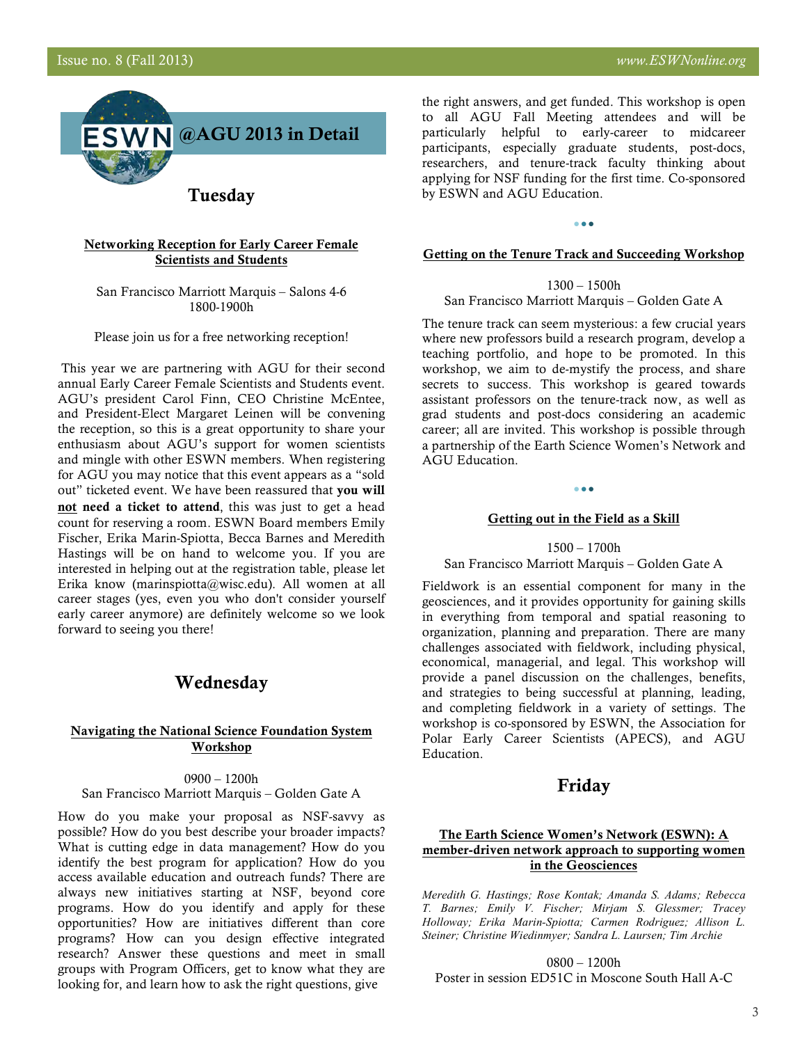# ESWN @AGU 2013 in Detail

## Tuesday

**Networking Reception for Early Career Female Scientists and Students**

San Francisco Marriott Marquis – Salons 4-6
1800-1900h

Please join us for a free networking reception!

This year we are partnering with AGU for their second annual Early Career Female Scientists and Students event. AGU's president Carol Finn, CEO Christine McEntee, and President-Elect Margaret Leinen will be convening the reception, so this is a great opportunity to share your enthusiasm about AGU's support for women scientists and mingle with other ESWN members. When registering for AGU you may notice that this event appears as a "sold out" ticketed event. We have been reassured that **you will not need a ticket to attend**, this was just to get a head count for reserving a room. ESWN Board members Emily Fischer, Erika Marin-Spiotta, Becca Barnes and Meredith Hastings will be on hand to welcome you. If you are interested in helping out at the registration table, please let Erika know (marinspiotta@wisc.edu). All women at all career stages (yes, even you who don't consider yourself early career anymore) are definitely welcome so we look forward to seeing you there!

## Wednesday

**Navigating the National Science Foundation System Workshop**

0900 – 1200h
San Francisco Marriott Marquis – Golden Gate A

How do you make your proposal as NSF-savvy as possible? How do you best describe your broader impacts? What is cutting edge in data management? How do you identify the best program for application? How do you access available education and outreach funds? There are always new initiatives starting at NSF, beyond core programs. How do you identify and apply for these opportunities? How are initiatives different than core programs? How can you design effective integrated research? Answer these questions and meet in small groups with Program Officers, get to know what they are looking for, and learn how to ask the right questions, give the right answers, and get funded. This workshop is open to all AGU Fall Meeting attendees and will be particularly helpful to early-career to midcareer participants, especially graduate students, post-docs, researchers, and tenure-track faculty thinking about applying for NSF funding for the first time. Co-sponsored by ESWN and AGU Education.

•••

**Getting on the Tenure Track and Succeeding Workshop**

1300 – 1500h
San Francisco Marriott Marquis – Golden Gate A

The tenure track can seem mysterious: a few crucial years where new professors build a research program, develop a teaching portfolio, and hope to be promoted. In this workshop, we aim to de-mystify the process, and share secrets to success. This workshop is geared towards assistant professors on the tenure-track now, as well as grad students and post-docs considering an academic career; all are invited. This workshop is possible through a partnership of the Earth Science Women's Network and AGU Education.

•••

**Getting out in the Field as a Skill**

1500 – 1700h
San Francisco Marriott Marquis – Golden Gate A

Fieldwork is an essential component for many in the geosciences, and it provides opportunity for gaining skills in everything from temporal and spatial reasoning to organization, planning and preparation. There are many challenges associated with fieldwork, including physical, economical, managerial, and legal. This workshop will provide a panel discussion on the challenges, benefits, and strategies to being successful at planning, leading, and completing fieldwork in a variety of settings. The workshop is co-sponsored by ESWN, the Association for Polar Early Career Scientists (APECS), and AGU Education.

## Friday

**The Earth Science Women's Network (ESWN): A member-driven network approach to supporting women in the Geosciences**

*Meredith G. Hastings; Rose Kontak; Amanda S. Adams; Rebecca T. Barnes; Emily V. Fischer; Mirjam S. Glessmer; Tracey Holloway; Erika Marin-Spiotta; Carmen Rodriguez; Allison L. Steiner; Christine Wiedinmyer; Sandra L. Laursen; Tim Archie*

0800 – 1200h
Poster in session ED51C in Moscone South Hall A-C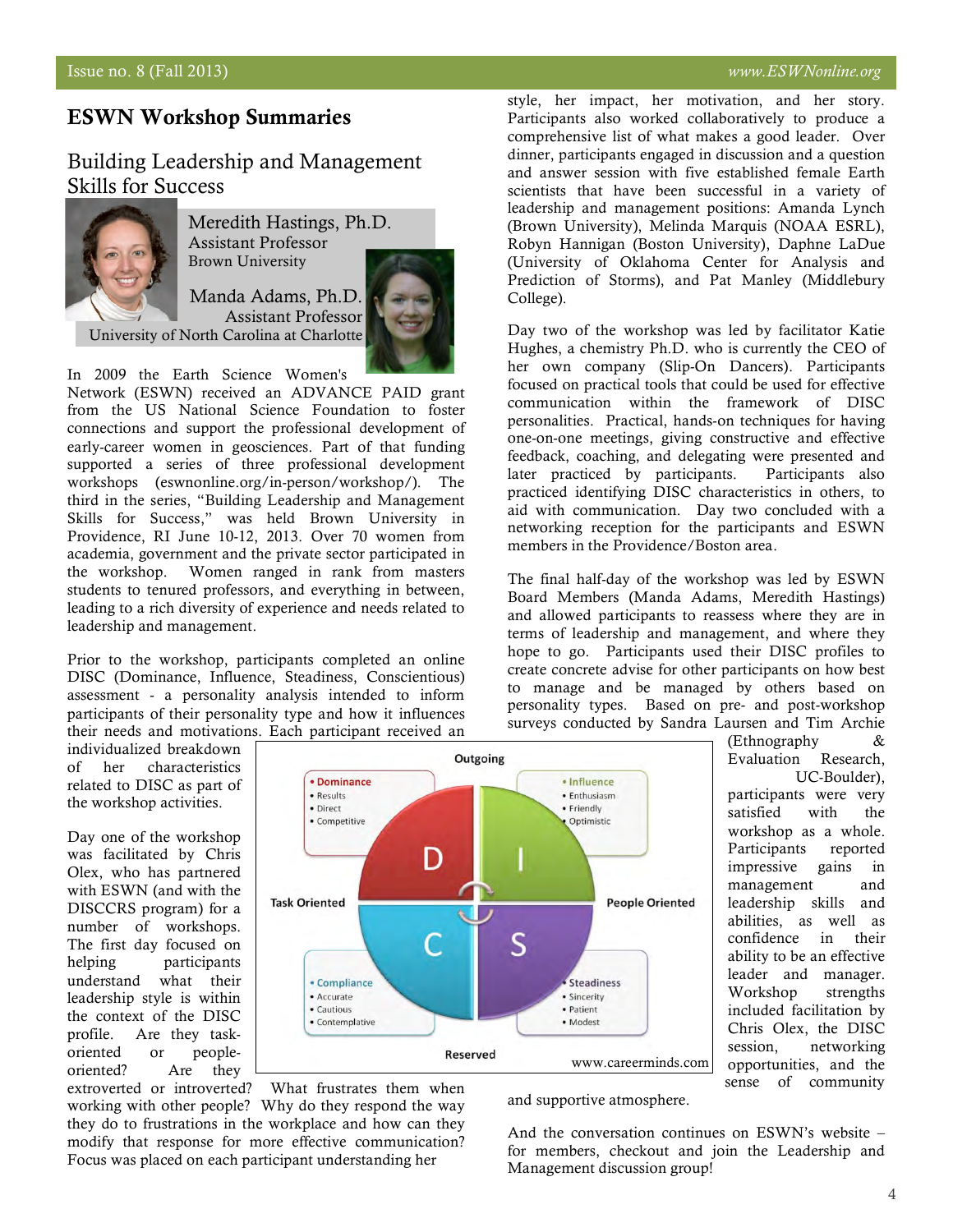## ESWN Workshop Summaries

### Building Leadership and Management Skills for Success

Meredith Hastings, Ph.D.
Assistant Professor
Brown University

Manda Adams, Ph.D.
Assistant Professor
University of North Carolina at Charlotte

In 2009 the Earth Science Women's Network (ESWN) received an ADVANCE PAID grant from the US National Science Foundation to foster connections and support the professional development of early-career women in geosciences. Part of that funding supported a series of three professional development workshops (eswnonline.org/in-person/workshop/). The third in the series, "Building Leadership and Management Skills for Success," was held Brown University in Providence, RI June 10-12, 2013. Over 70 women from academia, government and the private sector participated in the workshop. Women ranged in rank from masters students to tenured professors, and everything in between, leading to a rich diversity of experience and needs related to leadership and management.

Prior to the workshop, participants completed an online DISC (Dominance, Influence, Steadiness, Conscientious) assessment - a personality analysis intended to inform participants of their personality type and how it influences their needs and motivations. Each participant received an individualized breakdown of her characteristics related to DISC as part of the workshop activities.

Outgoing

- Dominance
- Results
- Direct
- Competitive

- Influence
- Enthusiasm
- Friendly
- Optimistic

Task Oriented — People Oriented

- Compliance
- Accurate
- Cautious
- Contemplative

- Steadiness
- Sincerity
- Patient
- Modest

Reserved

www.careerminds.com

Day one of the workshop was facilitated by Chris Olex, who has partnered with ESWN (and with the DISCCRS program) for a number of workshops. The first day focused on helping participants understand what their leadership style is within the context of the DISC profile. Are they task-oriented or people-oriented? Are they extroverted or introverted? What frustrates them when working with other people? Why do they respond the way they do to frustrations in the workplace and how can they modify that response for more effective communication? Focus was placed on each participant understanding her style, her impact, her motivation, and her story. Participants also worked collaboratively to produce a comprehensive list of what makes a good leader. Over dinner, participants engaged in discussion and a question and answer session with five established female Earth scientists that have been successful in a variety of leadership and management positions: Amanda Lynch (Brown University), Melinda Marquis (NOAA ESRL), Robyn Hannigan (Boston University), Daphne LaDue (University of Oklahoma Center for Analysis and Prediction of Storms), and Pat Manley (Middlebury College).

Day two of the workshop was led by facilitator Katie Hughes, a chemistry Ph.D. who is currently the CEO of her own company (Slip-On Dancers). Participants focused on practical tools that could be used for effective communication within the framework of DISC personalities. Practical, hands-on techniques for having one-on-one meetings, giving constructive and effective feedback, coaching, and delegating were presented and later practiced by participants. Participants also practiced identifying DISC characteristics in others, to aid with communication. Day two concluded with a networking reception for the participants and ESWN members in the Providence/Boston area.

The final half-day of the workshop was led by ESWN Board Members (Manda Adams, Meredith Hastings) and allowed participants to reassess where they are in terms of leadership and management, and where they hope to go. Participants used their DISC profiles to create concrete advise for other participants on how best to manage and be managed by others based on personality types. Based on pre- and post-workshop surveys conducted by Sandra Laursen and Tim Archie (Ethnography & Evaluation Research, UC-Boulder), participants were very satisfied with the workshop as a whole. Participants reported impressive gains in management and leadership skills and abilities, as well as confidence in their ability to be an effective leader and manager. Workshop strengths included facilitation by Chris Olex, the DISC session, networking opportunities, and the sense of community and supportive atmosphere.

And the conversation continues on ESWN's website – for members, checkout and join the Leadership and Management discussion group!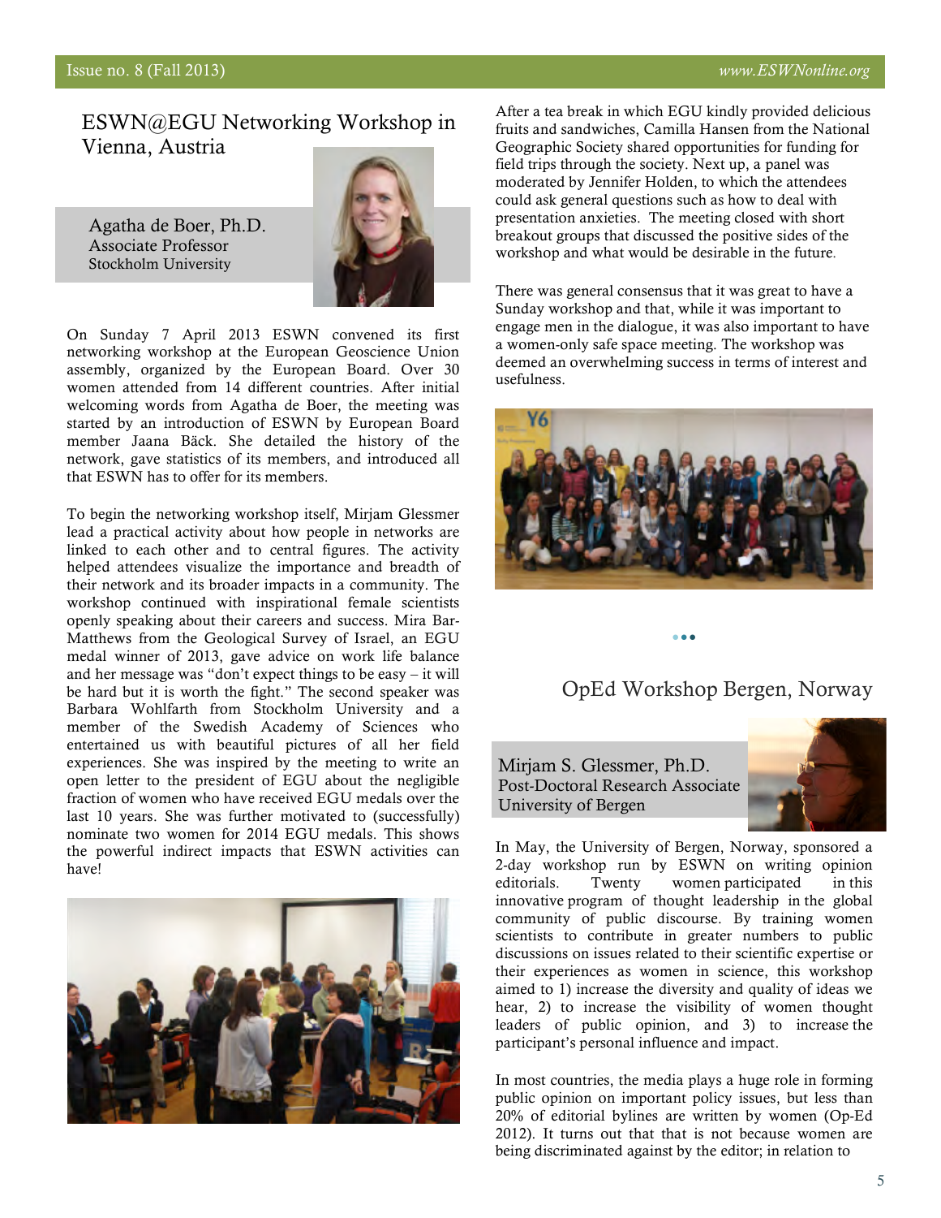## ESWN@EGU Networking Workshop in Vienna, Austria

Agatha de Boer, Ph.D.
Associate Professor
Stockholm University

On Sunday 7 April 2013 ESWN convened its first networking workshop at the European Geoscience Union assembly, organized by the European Board. Over 30 women attended from 14 different countries. After initial welcoming words from Agatha de Boer, the meeting was started by an introduction of ESWN by European Board member Jaana Bäck. She detailed the history of the network, gave statistics of its members, and introduced all that ESWN has to offer for its members.

To begin the networking workshop itself, Mirjam Glessmer lead a practical activity about how people in networks are linked to each other and to central figures. The activity helped attendees visualize the importance and breadth of their network and its broader impacts in a community. The workshop continued with inspirational female scientists openly speaking about their careers and success. Mira Bar-Matthews from the Geological Survey of Israel, an EGU medal winner of 2013, gave advice on work life balance and her message was "don't expect things to be easy – it will be hard but it is worth the fight." The second speaker was Barbara Wohlfarth from Stockholm University and a member of the Swedish Academy of Sciences who entertained us with beautiful pictures of all her field experiences. She was inspired by the meeting to write an open letter to the president of EGU about the negligible fraction of women who have received EGU medals over the last 10 years. She was further motivated to (successfully) nominate two women for 2014 EGU medals. This shows the powerful indirect impacts that ESWN activities can have!

After a tea break in which EGU kindly provided delicious fruits and sandwiches, Camilla Hansen from the National Geographic Society shared opportunities for funding for field trips through the society. Next up, a panel was moderated by Jennifer Holden, to which the attendees could ask general questions such as how to deal with presentation anxieties. The meeting closed with short breakout groups that discussed the positive sides of the workshop and what would be desirable in the future.

There was general consensus that it was great to have a Sunday workshop and that, while it was important to engage men in the dialogue, it was also important to have a women-only safe space meeting. The workshop was deemed an overwhelming success in terms of interest and usefulness.

## OpEd Workshop Bergen, Norway

Mirjam S. Glessmer, Ph.D.
Post-Doctoral Research Associate
University of Bergen

In May, the University of Bergen, Norway, sponsored a 2-day workshop run by ESWN on writing opinion editorials. Twenty women participated in this innovative program of thought leadership in the global community of public discourse. By training women scientists to contribute in greater numbers to public discussions on issues related to their scientific expertise or their experiences as women in science, this workshop aimed to 1) increase the diversity and quality of ideas we hear, 2) to increase the visibility of women thought leaders of public opinion, and 3) to increase the participant's personal influence and impact.

In most countries, the media plays a huge role in forming public opinion on important policy issues, but less than 20% of editorial bylines are written by women (Op-Ed 2012). It turns out that that is not because women are being discriminated against by the editor; in relation to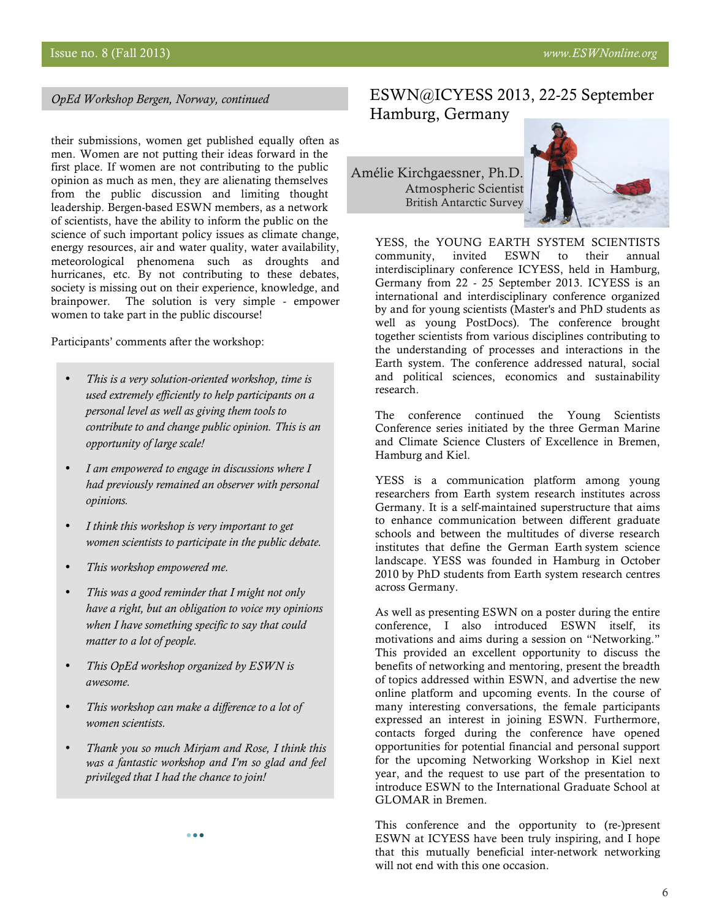*OpEd Workshop Bergen, Norway, continued*

their submissions, women get published equally often as men. Women are not putting their ideas forward in the first place. If women are not contributing to the public opinion as much as men, they are alienating themselves from the public discussion and limiting thought leadership. Bergen-based ESWN members, as a network of scientists, have the ability to inform the public on the science of such important policy issues as climate change, energy resources, air and water quality, water availability, meteorological phenomena such as droughts and hurricanes, etc. By not contributing to these debates, society is missing out on their experience, knowledge, and brainpower. The solution is very simple - empower women to take part in the public discourse!

Participants' comments after the workshop:

- *This is a very solution-oriented workshop, time is used extremely efficiently to help participants on a personal level as well as giving them tools to contribute to and change public opinion. This is an opportunity of large scale!*
- *I am empowered to engage in discussions where I had previously remained an observer with personal opinions.*
- *I think this workshop is very important to get women scientists to participate in the public debate.*
- *This workshop empowered me.*
- *This was a good reminder that I might not only have a right, but an obligation to voice my opinions when I have something specific to say that could matter to a lot of people.*
- *This OpEd workshop organized by ESWN is awesome.*
- *This workshop can make a difference to a lot of women scientists.*
- *Thank you so much Mirjam and Rose, I think this was a fantastic workshop and I'm so glad and feel privileged that I had the chance to join!*

# ESWN@ICYESS 2013, 22-25 September Hamburg, Germany

Amélie Kirchgaessner, Ph.D.
Atmospheric Scientist
British Antarctic Survey

YESS, the YOUNG EARTH SYSTEM SCIENTISTS community, invited ESWN to their annual interdisciplinary conference ICYESS, held in Hamburg, Germany from 22 - 25 September 2013. ICYESS is an international and interdisciplinary conference organized by and for young scientists (Master's and PhD students as well as young PostDocs). The conference brought together scientists from various disciplines contributing to the understanding of processes and interactions in the Earth system. The conference addressed natural, social and political sciences, economics and sustainability research.

The conference continued the Young Scientists Conference series initiated by the three German Marine and Climate Science Clusters of Excellence in Bremen, Hamburg and Kiel.

YESS is a communication platform among young researchers from Earth system research institutes across Germany. It is a self-maintained superstructure that aims to enhance communication between different graduate schools and between the multitudes of diverse research institutes that define the German Earth system science landscape. YESS was founded in Hamburg in October 2010 by PhD students from Earth system research centres across Germany.

As well as presenting ESWN on a poster during the entire conference, I also introduced ESWN itself, its motivations and aims during a session on "Networking." This provided an excellent opportunity to discuss the benefits of networking and mentoring, present the breadth of topics addressed within ESWN, and advertise the new online platform and upcoming events. In the course of many interesting conversations, the female participants expressed an interest in joining ESWN. Furthermore, contacts forged during the conference have opened opportunities for potential financial and personal support for the upcoming Networking Workshop in Kiel next year, and the request to use part of the presentation to introduce ESWN to the International Graduate School at GLOMAR in Bremen.

This conference and the opportunity to (re-)present ESWN at ICYESS have been truly inspiring, and I hope that this mutually beneficial inter-network networking will not end with this one occasion.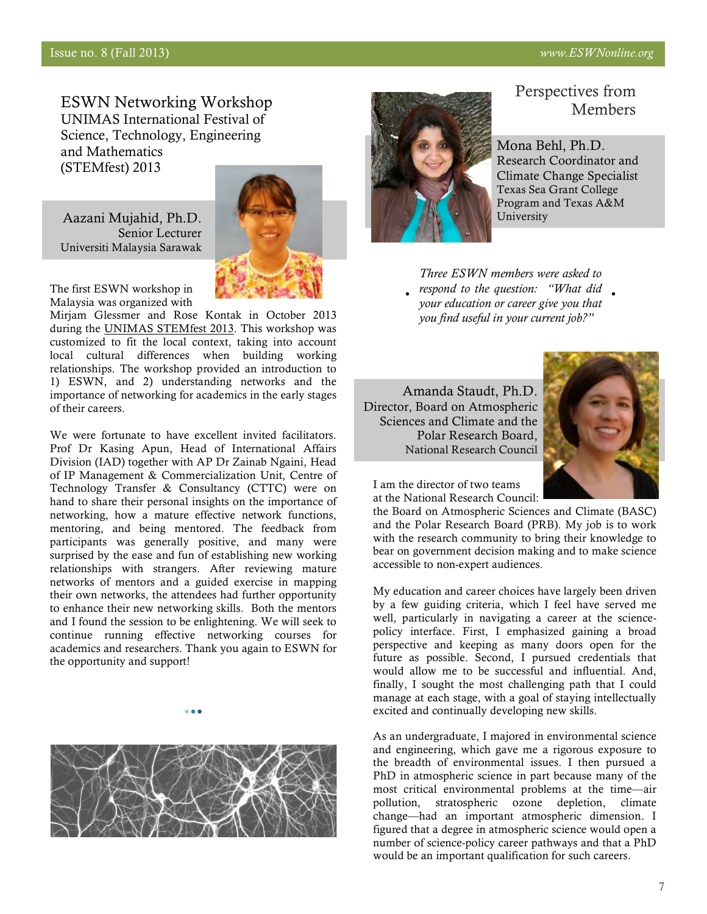## ESWN Networking Workshop

### UNIMAS International Festival of Science, Technology, Engineering and Mathematics (STEMfest) 2013

**Aazani Mujahid, Ph.D.**
Senior Lecturer
Universiti Malaysia Sarawak

The first ESWN workshop in Malaysia was organized with Mirjam Glessmer and Rose Kontak in October 2013 during the UNIMAS STEMfest 2013. This workshop was customized to fit the local context, taking into account local cultural differences when building working relationships. The workshop provided an introduction to 1) ESWN, and 2) understanding networks and the importance of networking for academics in the early stages of their careers.

We were fortunate to have excellent invited facilitators. Prof Dr Kasing Apun, Head of International Affairs Division (IAD) together with AP Dr Zainab Ngaini, Head of IP Management & Commercialization Unit, Centre of Technology Transfer & Consultancy (CTTC) were on hand to share their personal insights on the importance of networking, how a mature effective network functions, mentoring, and being mentored. The feedback from participants was generally positive, and many were surprised by the ease and fun of establishing new working relationships with strangers. After reviewing mature networks of mentors and a guided exercise in mapping their own networks, the attendees had further opportunity to enhance their new networking skills. Both the mentors and I found the session to be enlightening. We will seek to continue running effective networking courses for academics and researchers. Thank you again to ESWN for the opportunity and support!

## Perspectives from Members

**Mona Behl, Ph.D.**
Research Coordinator and Climate Change Specialist
Texas Sea Grant College Program and Texas A&M University

*Three ESWN members were asked to respond to the question: "What did your education or career give you that you find useful in your current job?"*

**Amanda Staudt, Ph.D.**
Director, Board on Atmospheric Sciences and Climate and the Polar Research Board,
National Research Council

I am the director of two teams at the National Research Council: the Board on Atmospheric Sciences and Climate (BASC) and the Polar Research Board (PRB). My job is to work with the research community to bring their knowledge to bear on government decision making and to make science accessible to non-expert audiences.

My education and career choices have largely been driven by a few guiding criteria, which I feel have served me well, particularly in navigating a career at the science-policy interface. First, I emphasized gaining a broad perspective and keeping as many doors open for the future as possible. Second, I pursued credentials that would allow me to be successful and influential. And, finally, I sought the most challenging path that I could manage at each stage, with a goal of staying intellectually excited and continually developing new skills.

As an undergraduate, I majored in environmental science and engineering, which gave me a rigorous exposure to the breadth of environmental issues. I then pursued a PhD in atmospheric science in part because many of the most critical environmental problems at the time—air pollution, stratospheric ozone depletion, climate change—had an important atmospheric dimension. I figured that a degree in atmospheric science would open a number of science-policy career pathways and that a PhD would be an important qualification for such careers.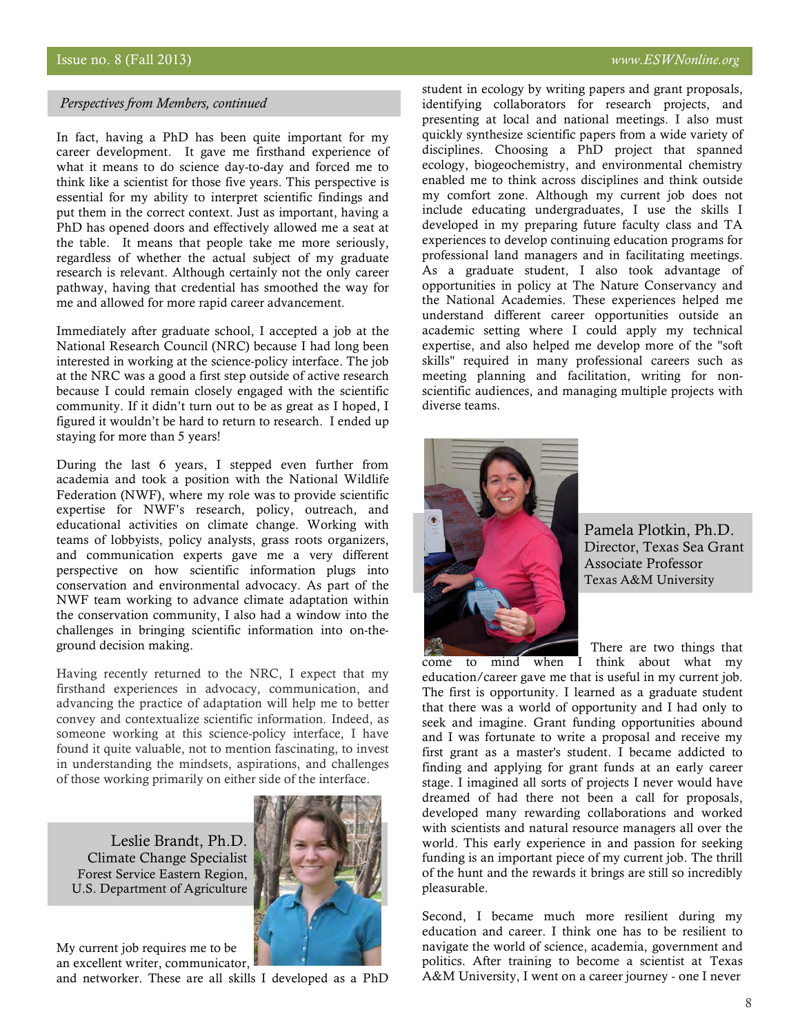*Perspectives from Members, continued*

In fact, having a PhD has been quite important for my career development. It gave me firsthand experience of what it means to do science day-to-day and forced me to think like a scientist for those five years. This perspective is essential for my ability to interpret scientific findings and put them in the correct context. Just as important, having a PhD has opened doors and effectively allowed me a seat at the table. It means that people take me more seriously, regardless of whether the actual subject of my graduate research is relevant. Although certainly not the only career pathway, having that credential has smoothed the way for me and allowed for more rapid career advancement.

Immediately after graduate school, I accepted a job at the National Research Council (NRC) because I had long been interested in working at the science-policy interface. The job at the NRC was a good a first step outside of active research because I could remain closely engaged with the scientific community. If it didn't turn out to be as great as I hoped, I figured it wouldn't be hard to return to research. I ended up staying for more than 5 years!

During the last 6 years, I stepped even further from academia and took a position with the National Wildlife Federation (NWF), where my role was to provide scientific expertise for NWF's research, policy, outreach, and educational activities on climate change. Working with teams of lobbyists, policy analysts, grass roots organizers, and communication experts gave me a very different perspective on how scientific information plugs into conservation and environmental advocacy. As part of the NWF team working to advance climate adaptation within the conservation community, I also had a window into the challenges in bringing scientific information into on-the-ground decision making.

Having recently returned to the NRC, I expect that my firsthand experiences in advocacy, communication, and advancing the practice of adaptation will help me to better convey and contextualize scientific information. Indeed, as someone working at this science-policy interface, I have found it quite valuable, not to mention fascinating, to invest in understanding the mindsets, aspirations, and challenges of those working primarily on either side of the interface.

**Leslie Brandt, Ph.D.**
Climate Change Specialist
Forest Service Eastern Region,
U.S. Department of Agriculture

My current job requires me to be an excellent writer, communicator, and networker. These are all skills I developed as a PhD student in ecology by writing papers and grant proposals, identifying collaborators for research projects, and presenting at local and national meetings. I also must quickly synthesize scientific papers from a wide variety of disciplines. Choosing a PhD project that spanned ecology, biogeochemistry, and environmental chemistry enabled me to think across disciplines and think outside my comfort zone. Although my current job does not include educating undergraduates, I use the skills I developed in my preparing future faculty class and TA experiences to develop continuing education programs for professional land managers and in facilitating meetings. As a graduate student, I also took advantage of opportunities in policy at The Nature Conservancy and the National Academies. These experiences helped me understand different career opportunities outside an academic setting where I could apply my technical expertise, and also helped me develop more of the "soft skills" required in many professional careers such as meeting planning and facilitation, writing for non-scientific audiences, and managing multiple projects with diverse teams.

**Pamela Plotkin, Ph.D.**
Director, Texas Sea Grant
Associate Professor
Texas A&M University

There are two things that come to mind when I think about what my education/career gave me that is useful in my current job. The first is opportunity. I learned as a graduate student that there was a world of opportunity and I had only to seek and imagine. Grant funding opportunities abound and I was fortunate to write a proposal and receive my first grant as a master's student. I became addicted to finding and applying for grant funds at an early career stage. I imagined all sorts of projects I never would have dreamed of had there not been a call for proposals, developed many rewarding collaborations and worked with scientists and natural resource managers all over the world. This early experience in and passion for seeking funding is an important piece of my current job. The thrill of the hunt and the rewards it brings are still so incredibly pleasurable.

Second, I became much more resilient during my education and career. I think one has to be resilient to navigate the world of science, academia, government and politics. After training to become a scientist at Texas A&M University, I went on a career journey - one I never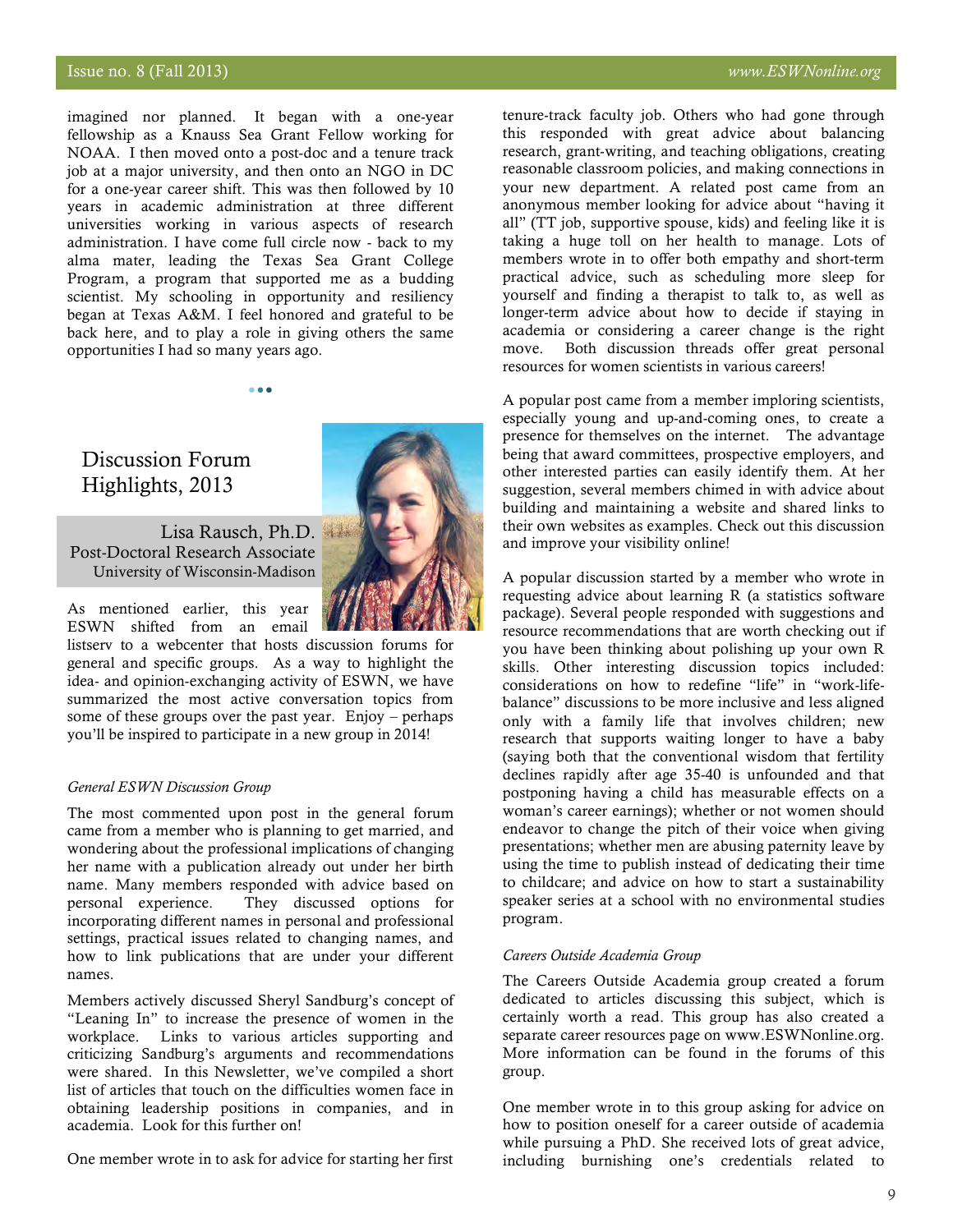imagined nor planned. It began with a one-year fellowship as a Knauss Sea Grant Fellow working for NOAA. I then moved onto a post-doc and a tenure track job at a major university, and then onto an NGO in DC for a one-year career shift. This was then followed by 10 years in academic administration at three different universities working in various aspects of research administration. I have come full circle now - back to my alma mater, leading the Texas Sea Grant College Program, a program that supported me as a budding scientist. My schooling in opportunity and resiliency began at Texas A&M. I feel honored and grateful to be back here, and to play a role in giving others the same opportunities I had so many years ago.

## Discussion Forum Highlights, 2013

Lisa Rausch, Ph.D.
Post-Doctoral Research Associate
University of Wisconsin-Madison

As mentioned earlier, this year ESWN shifted from an email listserv to a webcenter that hosts discussion forums for general and specific groups. As a way to highlight the idea- and opinion-exchanging activity of ESWN, we have summarized the most active conversation topics from some of these groups over the past year. Enjoy – perhaps you'll be inspired to participate in a new group in 2014!

*General ESWN Discussion Group*

The most commented upon post in the general forum came from a member who is planning to get married, and wondering about the professional implications of changing her name with a publication already out under her birth name. Many members responded with advice based on personal experience. They discussed options for incorporating different names in personal and professional settings, practical issues related to changing names, and how to link publications that are under your different names.

Members actively discussed Sheryl Sandburg's concept of "Leaning In" to increase the presence of women in the workplace. Links to various articles supporting and criticizing Sandburg's arguments and recommendations were shared. In this Newsletter, we've compiled a short list of articles that touch on the difficulties women face in obtaining leadership positions in companies, and in academia. Look for this further on!

One member wrote in to ask for advice for starting her first tenure-track faculty job. Others who had gone through this responded with great advice about balancing research, grant-writing, and teaching obligations, creating reasonable classroom policies, and making connections in your new department. A related post came from an anonymous member looking for advice about "having it all" (TT job, supportive spouse, kids) and feeling like it is taking a huge toll on her health to manage. Lots of members wrote in to offer both empathy and short-term practical advice, such as scheduling more sleep for yourself and finding a therapist to talk to, as well as longer-term advice about how to decide if staying in academia or considering a career change is the right move. Both discussion threads offer great personal resources for women scientists in various careers!

A popular post came from a member imploring scientists, especially young and up-and-coming ones, to create a presence for themselves on the internet. The advantage being that award committees, prospective employers, and other interested parties can easily identify them. At her suggestion, several members chimed in with advice about building and maintaining a website and shared links to their own websites as examples. Check out this discussion and improve your visibility online!

A popular discussion started by a member who wrote in requesting advice about learning R (a statistics software package). Several people responded with suggestions and resource recommendations that are worth checking out if you have been thinking about polishing up your own R skills. Other interesting discussion topics included: considerations on how to redefine "life" in "work-life-balance" discussions to be more inclusive and less aligned only with a family life that involves children; new research that supports waiting longer to have a baby (saying both that the conventional wisdom that fertility declines rapidly after age 35-40 is unfounded and that postponing having a child has measurable effects on a woman's career earnings); whether or not women should endeavor to change the pitch of their voice when giving presentations; whether men are abusing paternity leave by using the time to publish instead of dedicating their time to childcare; and advice on how to start a sustainability speaker series at a school with no environmental studies program.

*Careers Outside Academia Group*

The Careers Outside Academia group created a forum dedicated to articles discussing this subject, which is certainly worth a read. This group has also created a separate career resources page on www.ESWNonline.org. More information can be found in the forums of this group.

One member wrote in to this group asking for advice on how to position oneself for a career outside of academia while pursuing a PhD. She received lots of great advice, including burnishing one's credentials related to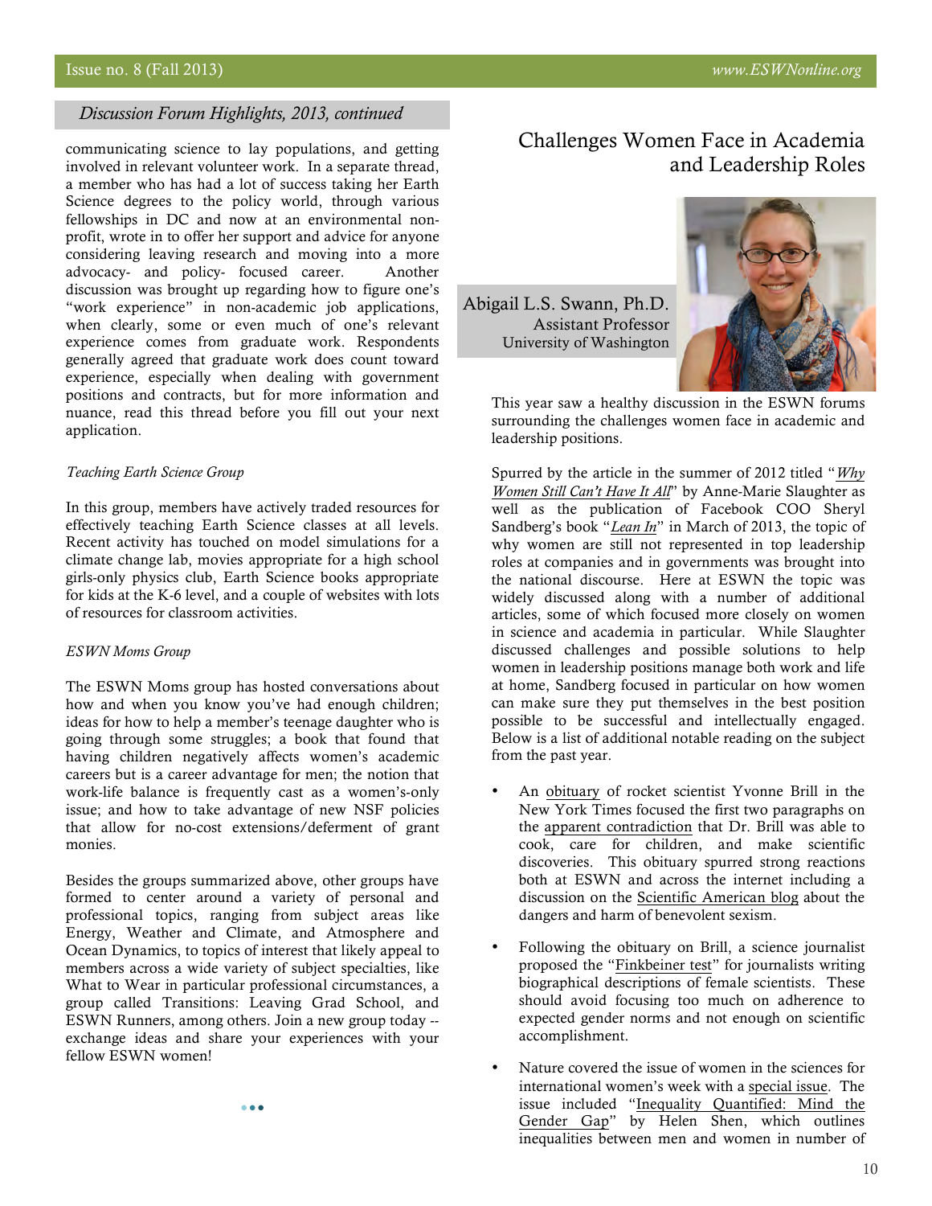## Discussion Forum Highlights, 2013, continued

communicating science to lay populations, and getting involved in relevant volunteer work. In a separate thread, a member who has had a lot of success taking her Earth Science degrees to the policy world, through various fellowships in DC and now at an environmental non-profit, wrote in to offer her support and advice for anyone considering leaving research and moving into a more advocacy- and policy- focused career. Another discussion was brought up regarding how to figure one's "work experience" in non-academic job applications, when clearly, some or even much of one's relevant experience comes from graduate work. Respondents generally agreed that graduate work does count toward experience, especially when dealing with government positions and contracts, but for more information and nuance, read this thread before you fill out your next application.

*Teaching Earth Science Group*

In this group, members have actively traded resources for effectively teaching Earth Science classes at all levels. Recent activity has touched on model simulations for a climate change lab, movies appropriate for a high school girls-only physics club, Earth Science books appropriate for kids at the K-6 level, and a couple of websites with lots of resources for classroom activities.

*ESWN Moms Group*

The ESWN Moms group has hosted conversations about how and when you know you've had enough children; ideas for how to help a member's teenage daughter who is going through some struggles; a book that found that having children negatively affects women's academic careers but is a career advantage for men; the notion that work-life balance is frequently cast as a women's-only issue; and how to take advantage of new NSF policies that allow for no-cost extensions/deferment of grant monies.

Besides the groups summarized above, other groups have formed to center around a variety of personal and professional topics, ranging from subject areas like Energy, Weather and Climate, and Atmosphere and Ocean Dynamics, to topics of interest that likely appeal to members across a wide variety of subject specialties, like What to Wear in particular professional circumstances, a group called Transitions: Leaving Grad School, and ESWN Runners, among others. Join a new group today -- exchange ideas and share your experiences with your fellow ESWN women!

## Challenges Women Face in Academia and Leadership Roles

Abigail L.S. Swann, Ph.D.
Assistant Professor
University of Washington

This year saw a healthy discussion in the ESWN forums surrounding the challenges women face in academic and leadership positions.

Spurred by the article in the summer of 2012 titled "*Why Women Still Can't Have It All*" by Anne-Marie Slaughter as well as the publication of Facebook COO Sheryl Sandberg's book "*Lean In*" in March of 2013, the topic of why women are still not represented in top leadership roles at companies and in governments was brought into the national discourse. Here at ESWN the topic was widely discussed along with a number of additional articles, some of which focused more closely on women in science and academia in particular. While Slaughter discussed challenges and possible solutions to help women in leadership positions manage both work and life at home, Sandberg focused in particular on how women can make sure they put themselves in the best position possible to be successful and intellectually engaged. Below is a list of additional notable reading on the subject from the past year.

- An obituary of rocket scientist Yvonne Brill in the New York Times focused the first two paragraphs on the apparent contradiction that Dr. Brill was able to cook, care for children, and make scientific discoveries. This obituary spurred strong reactions both at ESWN and across the internet including a discussion on the Scientific American blog about the dangers and harm of benevolent sexism.

- Following the obituary on Brill, a science journalist proposed the "Finkbeiner test" for journalists writing biographical descriptions of female scientists. These should avoid focusing too much on adherence to expected gender norms and not enough on scientific accomplishment.

- Nature covered the issue of women in the sciences for international women's week with a special issue. The issue included "Inequality Quantified: Mind the Gender Gap" by Helen Shen, which outlines inequalities between men and women in number of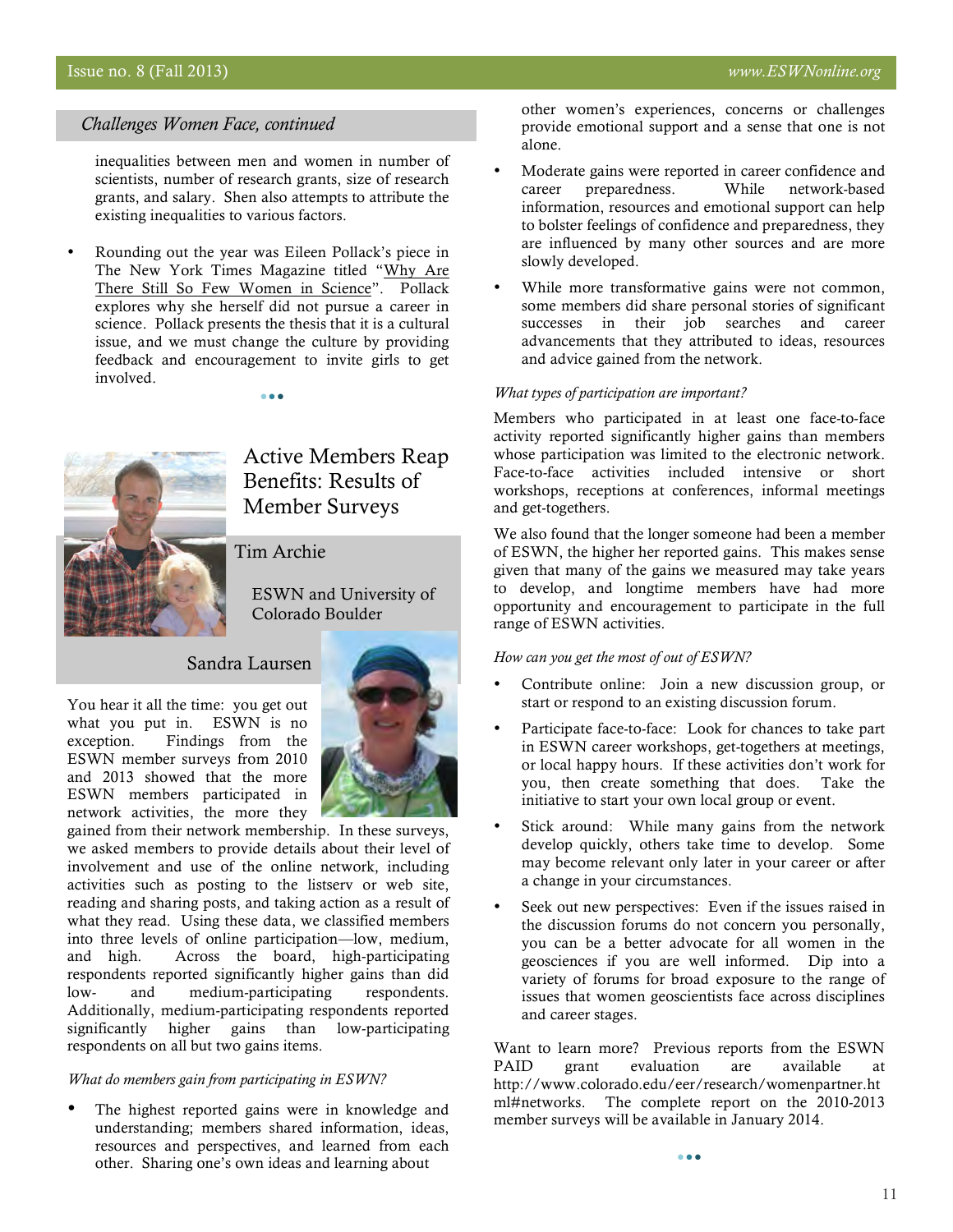*Challenges Women Face, continued*

inequalities between men and women in number of scientists, number of research grants, size of research grants, and salary. Shen also attempts to attribute the existing inequalities to various factors.

- Rounding out the year was Eileen Pollack's piece in The New York Times Magazine titled "Why Are There Still So Few Women in Science". Pollack explores why she herself did not pursue a career in science. Pollack presents the thesis that it is a cultural issue, and we must change the culture by providing feedback and encouragement to invite girls to get involved.

## Active Members Reap Benefits: Results of Member Surveys

Tim Archie

ESWN and University of Colorado Boulder

Sandra Laursen

You hear it all the time: you get out what you put in. ESWN is no exception. Findings from the ESWN member surveys from 2010 and 2013 showed that the more ESWN members participated in network activities, the more they gained from their network membership. In these surveys, we asked members to provide details about their level of involvement and use of the online network, including activities such as posting to the listserv or web site, reading and sharing posts, and taking action as a result of what they read. Using these data, we classified members into three levels of online participation—low, medium, and high. Across the board, high-participating respondents reported significantly higher gains than did low- and medium-participating respondents. Additionally, medium-participating respondents reported significantly higher gains than low-participating respondents on all but two gains items.

*What do members gain from participating in ESWN?*

- The highest reported gains were in knowledge and understanding; members shared information, ideas, resources and perspectives, and learned from each other. Sharing one's own ideas and learning about other women's experiences, concerns or challenges provide emotional support and a sense that one is not alone.
- Moderate gains were reported in career confidence and career preparedness. While network-based information, resources and emotional support can help to bolster feelings of confidence and preparedness, they are influenced by many other sources and are more slowly developed.
- While more transformative gains were not common, some members did share personal stories of significant successes in their job searches and career advancements that they attributed to ideas, resources and advice gained from the network.

*What types of participation are important?*

Members who participated in at least one face-to-face activity reported significantly higher gains than members whose participation was limited to the electronic network. Face-to-face activities included intensive or short workshops, receptions at conferences, informal meetings and get-togethers.

We also found that the longer someone had been a member of ESWN, the higher her reported gains. This makes sense given that many of the gains we measured may take years to develop, and longtime members have had more opportunity and encouragement to participate in the full range of ESWN activities.

*How can you get the most of out of ESWN?*

- Contribute online: Join a new discussion group, or start or respond to an existing discussion forum.
- Participate face-to-face: Look for chances to take part in ESWN career workshops, get-togethers at meetings, or local happy hours. If these activities don't work for you, then create something that does. Take the initiative to start your own local group or event.
- Stick around: While many gains from the network develop quickly, others take time to develop. Some may become relevant only later in your career or after a change in your circumstances.
- Seek out new perspectives: Even if the issues raised in the discussion forums do not concern you personally, you can be a better advocate for all women in the geosciences if you are well informed. Dip into a variety of forums for broad exposure to the range of issues that women geoscientists face across disciplines and career stages.

Want to learn more? Previous reports from the ESWN PAID grant evaluation are available at http://www.colorado.edu/eer/research/womenpartner.html#networks. The complete report on the 2010-2013 member surveys will be available in January 2014.